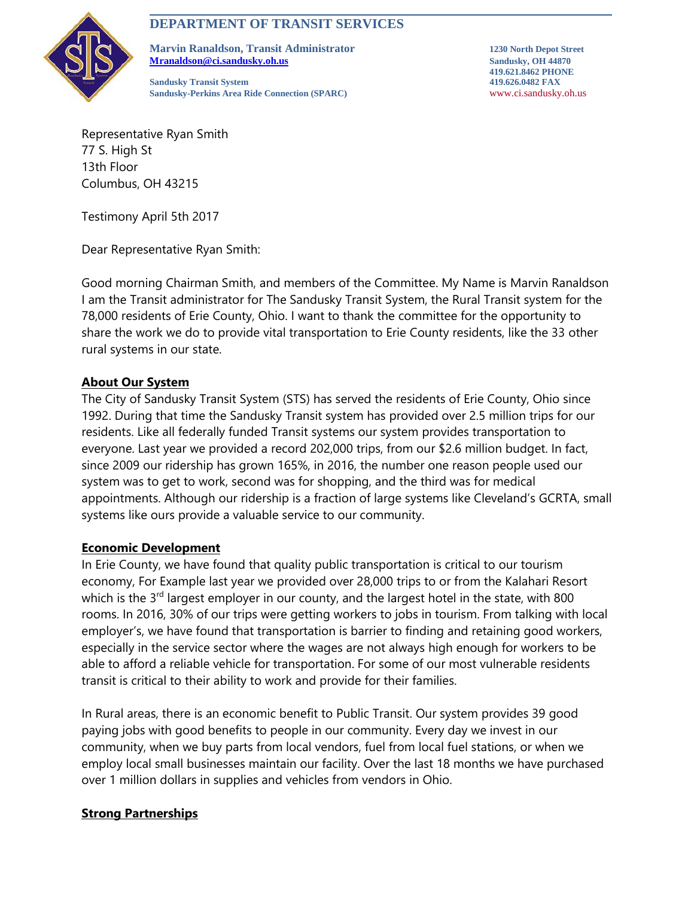# DEPARTMENT OF TRANSIT SERVICES

**Marvin Ranaldson, Transit Administrator**
**Mranaldson@ci.sandusky.oh.us**

**Sandusky Transit System**
**Sandusky-Perkins Area Ride Connection (SPARC)**

**1230 North Depot Street**
**Sandusky, OH 44870**
**419.621.8462 PHONE**
**419.626.0482 FAX**
www.ci.sandusky.oh.us

Representative Ryan Smith
77 S. High St
13th Floor
Columbus, OH 43215

Testimony April 5th 2017

Dear Representative Ryan Smith:

Good morning Chairman Smith, and members of the Committee. My Name is Marvin Ranaldson I am the Transit administrator for The Sandusky Transit System, the Rural Transit system for the 78,000 residents of Erie County, Ohio. I want to thank the committee for the opportunity to share the work we do to provide vital transportation to Erie County residents, like the 33 other rural systems in our state.

**About Our System**

The City of Sandusky Transit System (STS) has served the residents of Erie County, Ohio since 1992. During that time the Sandusky Transit system has provided over 2.5 million trips for our residents. Like all federally funded Transit systems our system provides transportation to everyone. Last year we provided a record 202,000 trips, from our $2.6 million budget. In fact, since 2009 our ridership has grown 165%, in 2016, the number one reason people used our system was to get to work, second was for shopping, and the third was for medical appointments. Although our ridership is a fraction of large systems like Cleveland's GCRTA, small systems like ours provide a valuable service to our community.

**Economic Development**

In Erie County, we have found that quality public transportation is critical to our tourism economy, For Example last year we provided over 28,000 trips to or from the Kalahari Resort which is the 3rd largest employer in our county, and the largest hotel in the state, with 800 rooms. In 2016, 30% of our trips were getting workers to jobs in tourism. From talking with local employer's, we have found that transportation is barrier to finding and retaining good workers, especially in the service sector where the wages are not always high enough for workers to be able to afford a reliable vehicle for transportation. For some of our most vulnerable residents transit is critical to their ability to work and provide for their families.

In Rural areas, there is an economic benefit to Public Transit. Our system provides 39 good paying jobs with good benefits to people in our community. Every day we invest in our community, when we buy parts from local vendors, fuel from local fuel stations, or when we employ local small businesses maintain our facility. Over the last 18 months we have purchased over 1 million dollars in supplies and vehicles from vendors in Ohio.

**Strong Partnerships**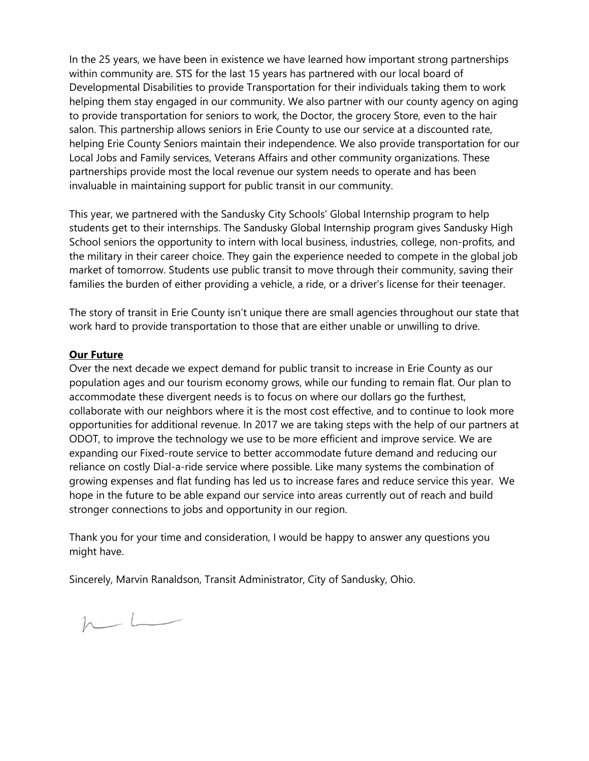In the 25 years, we have been in existence we have learned how important strong partnerships within community are. STS for the last 15 years has partnered with our local board of Developmental Disabilities to provide Transportation for their individuals taking them to work helping them stay engaged in our community. We also partner with our county agency on aging to provide transportation for seniors to work, the Doctor, the grocery Store, even to the hair salon. This partnership allows seniors in Erie County to use our service at a discounted rate, helping Erie County Seniors maintain their independence. We also provide transportation for our Local Jobs and Family services, Veterans Affairs and other community organizations. These partnerships provide most the local revenue our system needs to operate and has been invaluable in maintaining support for public transit in our community.

This year, we partnered with the Sandusky City Schools' Global Internship program to help students get to their internships. The Sandusky Global Internship program gives Sandusky High School seniors the opportunity to intern with local business, industries, college, non-profits, and the military in their career choice. They gain the experience needed to compete in the global job market of tomorrow. Students use public transit to move through their community, saving their families the burden of either providing a vehicle, a ride, or a driver's license for their teenager.

The story of transit in Erie County isn't unique there are small agencies throughout our state that work hard to provide transportation to those that are either unable or unwilling to drive.

**Our Future**

Over the next decade we expect demand for public transit to increase in Erie County as our population ages and our tourism economy grows, while our funding to remain flat. Our plan to accommodate these divergent needs is to focus on where our dollars go the furthest, collaborate with our neighbors where it is the most cost effective, and to continue to look more opportunities for additional revenue. In 2017 we are taking steps with the help of our partners at ODOT, to improve the technology we use to be more efficient and improve service. We are expanding our Fixed-route service to better accommodate future demand and reducing our reliance on costly Dial-a-ride service where possible. Like many systems the combination of growing expenses and flat funding has led us to increase fares and reduce service this year. We hope in the future to be able expand our service into areas currently out of reach and build stronger connections to jobs and opportunity in our region.

Thank you for your time and consideration, I would be happy to answer any questions you might have.

Sincerely, Marvin Ranaldson, Transit Administrator, City of Sandusky, Ohio.